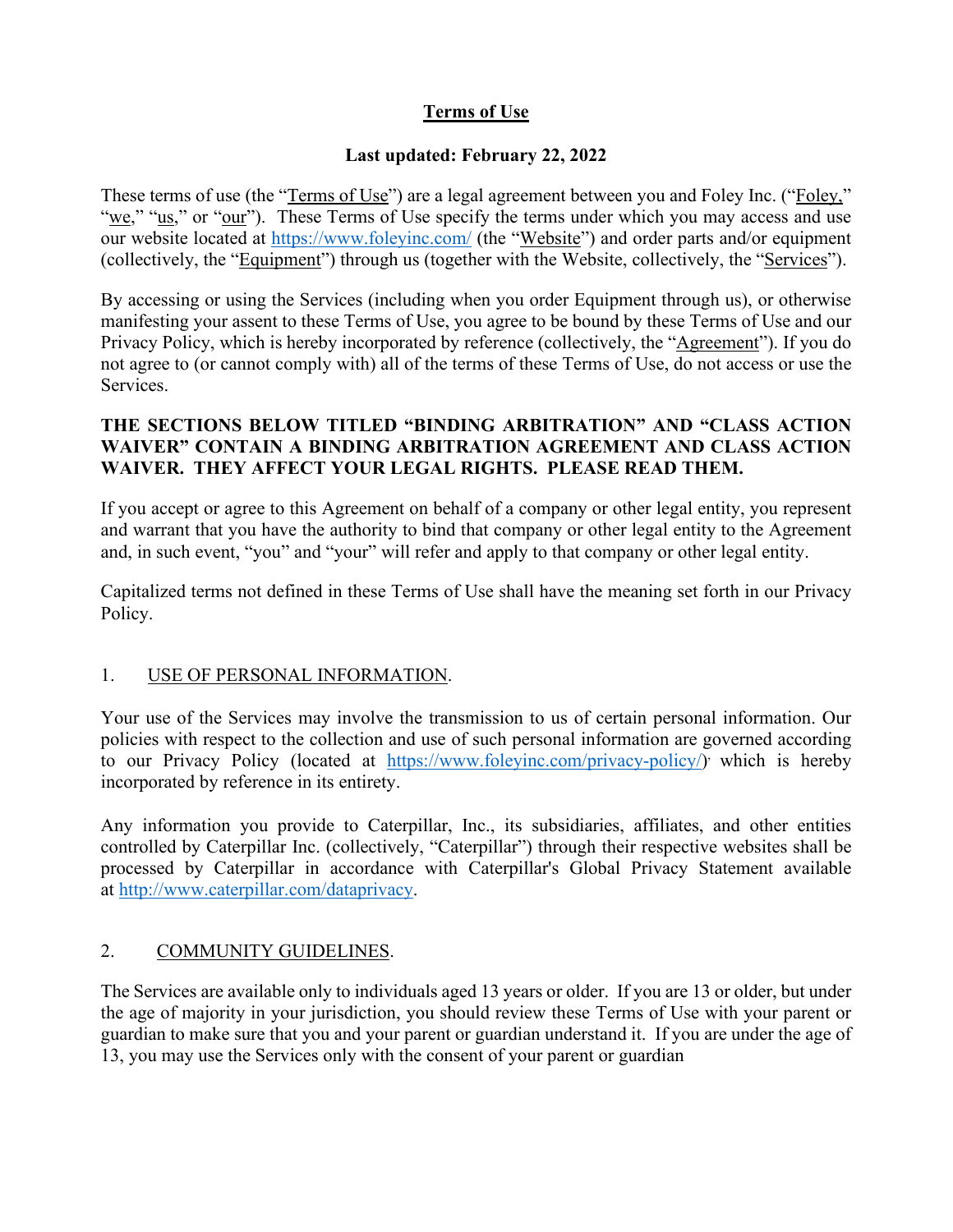# Terms of Use

**Last updated: February 22, 2022**

These terms of use (the "Terms of Use") are a legal agreement between you and Foley Inc. ("Foley," "we," "us," or "our"). These Terms of Use specify the terms under which you may access and use our website located at https://www.foleyinc.com/ (the "Website") and order parts and/or equipment (collectively, the "Equipment") through us (together with the Website, collectively, the "Services").

By accessing or using the Services (including when you order Equipment through us), or otherwise manifesting your assent to these Terms of Use, you agree to be bound by these Terms of Use and our Privacy Policy, which is hereby incorporated by reference (collectively, the "Agreement"). If you do not agree to (or cannot comply with) all of the terms of these Terms of Use, do not access or use the Services.

**THE SECTIONS BELOW TITLED "BINDING ARBITRATION" AND "CLASS ACTION WAIVER" CONTAIN A BINDING ARBITRATION AGREEMENT AND CLASS ACTION WAIVER. THEY AFFECT YOUR LEGAL RIGHTS. PLEASE READ THEM.**

If you accept or agree to this Agreement on behalf of a company or other legal entity, you represent and warrant that you have the authority to bind that company or other legal entity to the Agreement and, in such event, "you" and "your" will refer and apply to that company or other legal entity.

Capitalized terms not defined in these Terms of Use shall have the meaning set forth in our Privacy Policy.

## 1. USE OF PERSONAL INFORMATION.

Your use of the Services may involve the transmission to us of certain personal information. Our policies with respect to the collection and use of such personal information are governed according to our Privacy Policy (located at https://www.foleyinc.com/privacy-policy/), which is hereby incorporated by reference in its entirety.

Any information you provide to Caterpillar, Inc., its subsidiaries, affiliates, and other entities controlled by Caterpillar Inc. (collectively, "Caterpillar") through their respective websites shall be processed by Caterpillar in accordance with Caterpillar's Global Privacy Statement available at http://www.caterpillar.com/dataprivacy.

## 2. COMMUNITY GUIDELINES.

The Services are available only to individuals aged 13 years or older. If you are 13 or older, but under the age of majority in your jurisdiction, you should review these Terms of Use with your parent or guardian to make sure that you and your parent or guardian understand it. If you are under the age of 13, you may use the Services only with the consent of your parent or guardian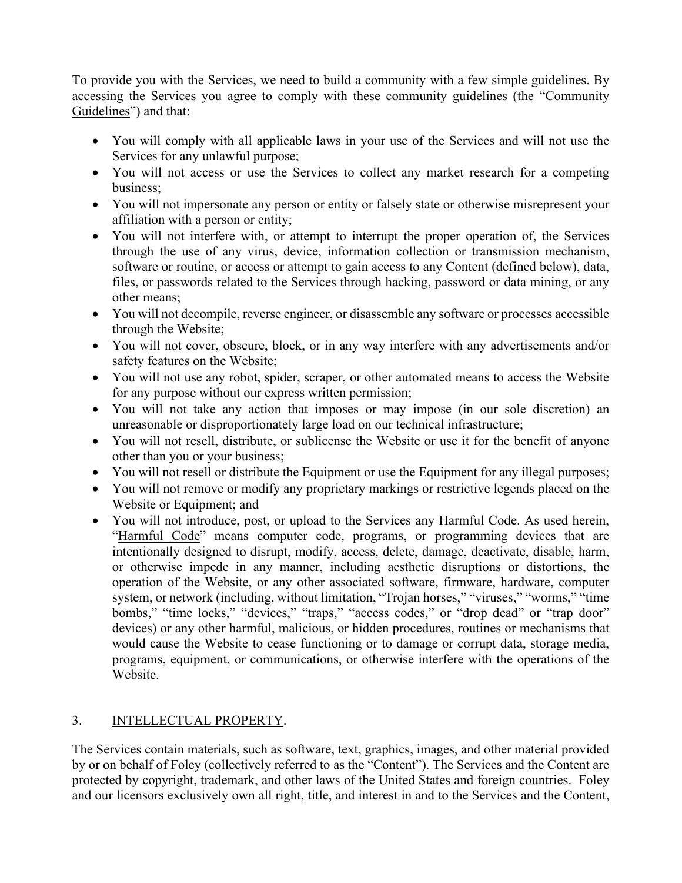To provide you with the Services, we need to build a community with a few simple guidelines. By accessing the Services you agree to comply with these community guidelines (the "Community Guidelines") and that:

- You will comply with all applicable laws in your use of the Services and will not use the Services for any unlawful purpose;
- You will not access or use the Services to collect any market research for a competing business;
- You will not impersonate any person or entity or falsely state or otherwise misrepresent your affiliation with a person or entity;
- You will not interfere with, or attempt to interrupt the proper operation of, the Services through the use of any virus, device, information collection or transmission mechanism, software or routine, or access or attempt to gain access to any Content (defined below), data, files, or passwords related to the Services through hacking, password or data mining, or any other means;
- You will not decompile, reverse engineer, or disassemble any software or processes accessible through the Website;
- You will not cover, obscure, block, or in any way interfere with any advertisements and/or safety features on the Website;
- You will not use any robot, spider, scraper, or other automated means to access the Website for any purpose without our express written permission;
- You will not take any action that imposes or may impose (in our sole discretion) an unreasonable or disproportionately large load on our technical infrastructure;
- You will not resell, distribute, or sublicense the Website or use it for the benefit of anyone other than you or your business;
- You will not resell or distribute the Equipment or use the Equipment for any illegal purposes;
- You will not remove or modify any proprietary markings or restrictive legends placed on the Website or Equipment; and
- You will not introduce, post, or upload to the Services any Harmful Code. As used herein, "Harmful Code" means computer code, programs, or programming devices that are intentionally designed to disrupt, modify, access, delete, damage, deactivate, disable, harm, or otherwise impede in any manner, including aesthetic disruptions or distortions, the operation of the Website, or any other associated software, firmware, hardware, computer system, or network (including, without limitation, "Trojan horses," "viruses," "worms," "time bombs," "time locks," "devices," "traps," "access codes," or "drop dead" or "trap door" devices) or any other harmful, malicious, or hidden procedures, routines or mechanisms that would cause the Website to cease functioning or to damage or corrupt data, storage media, programs, equipment, or communications, or otherwise interfere with the operations of the Website.

## 3. INTELLECTUAL PROPERTY.

The Services contain materials, such as software, text, graphics, images, and other material provided by or on behalf of Foley (collectively referred to as the "Content"). The Services and the Content are protected by copyright, trademark, and other laws of the United States and foreign countries. Foley and our licensors exclusively own all right, title, and interest in and to the Services and the Content,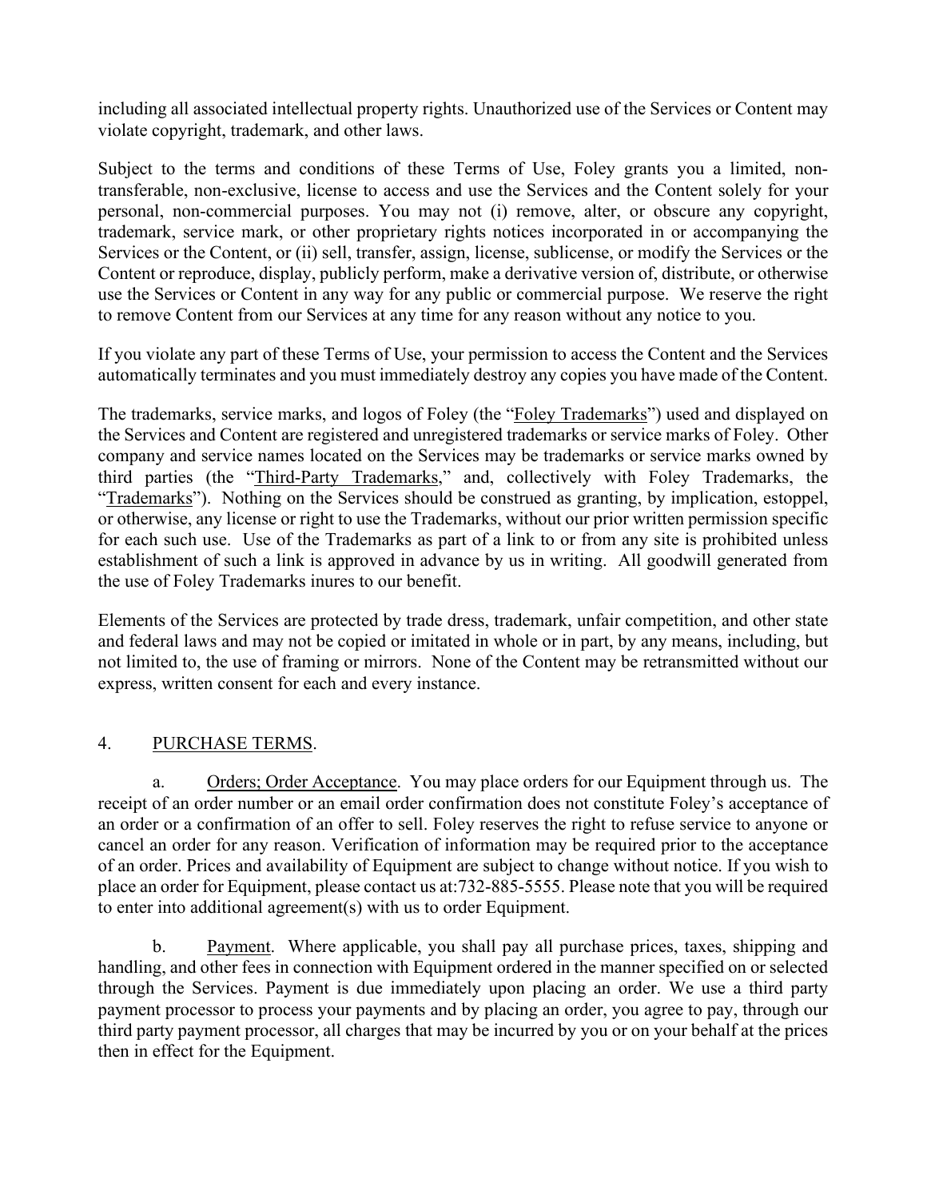including all associated intellectual property rights. Unauthorized use of the Services or Content may violate copyright, trademark, and other laws.

Subject to the terms and conditions of these Terms of Use, Foley grants you a limited, non-transferable, non-exclusive, license to access and use the Services and the Content solely for your personal, non-commercial purposes. You may not (i) remove, alter, or obscure any copyright, trademark, service mark, or other proprietary rights notices incorporated in or accompanying the Services or the Content, or (ii) sell, transfer, assign, license, sublicense, or modify the Services or the Content or reproduce, display, publicly perform, make a derivative version of, distribute, or otherwise use the Services or Content in any way for any public or commercial purpose. We reserve the right to remove Content from our Services at any time for any reason without any notice to you.

If you violate any part of these Terms of Use, your permission to access the Content and the Services automatically terminates and you must immediately destroy any copies you have made of the Content.

The trademarks, service marks, and logos of Foley (the "Foley Trademarks") used and displayed on the Services and Content are registered and unregistered trademarks or service marks of Foley. Other company and service names located on the Services may be trademarks or service marks owned by third parties (the "Third-Party Trademarks," and, collectively with Foley Trademarks, the "Trademarks"). Nothing on the Services should be construed as granting, by implication, estoppel, or otherwise, any license or right to use the Trademarks, without our prior written permission specific for each such use. Use of the Trademarks as part of a link to or from any site is prohibited unless establishment of such a link is approved in advance by us in writing. All goodwill generated from the use of Foley Trademarks inures to our benefit.

Elements of the Services are protected by trade dress, trademark, unfair competition, and other state and federal laws and may not be copied or imitated in whole or in part, by any means, including, but not limited to, the use of framing or mirrors. None of the Content may be retransmitted without our express, written consent for each and every instance.

## 4. PURCHASE TERMS.

a. Orders; Order Acceptance. You may place orders for our Equipment through us. The receipt of an order number or an email order confirmation does not constitute Foley's acceptance of an order or a confirmation of an offer to sell. Foley reserves the right to refuse service to anyone or cancel an order for any reason. Verification of information may be required prior to the acceptance of an order. Prices and availability of Equipment are subject to change without notice. If you wish to place an order for Equipment, please contact us at:732-885-5555. Please note that you will be required to enter into additional agreement(s) with us to order Equipment.

b. Payment. Where applicable, you shall pay all purchase prices, taxes, shipping and handling, and other fees in connection with Equipment ordered in the manner specified on or selected through the Services. Payment is due immediately upon placing an order. We use a third party payment processor to process your payments and by placing an order, you agree to pay, through our third party payment processor, all charges that may be incurred by you or on your behalf at the prices then in effect for the Equipment.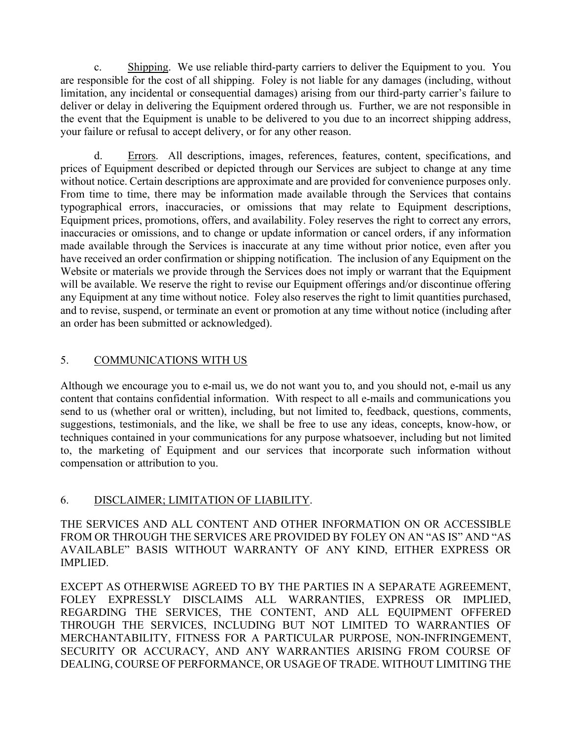c. <u>Shipping</u>. We use reliable third-party carriers to deliver the Equipment to you. You are responsible for the cost of all shipping. Foley is not liable for any damages (including, without limitation, any incidental or consequential damages) arising from our third-party carrier's failure to deliver or delay in delivering the Equipment ordered through us. Further, we are not responsible in the event that the Equipment is unable to be delivered to you due to an incorrect shipping address, your failure or refusal to accept delivery, or for any other reason.

d. <u>Errors</u>. All descriptions, images, references, features, content, specifications, and prices of Equipment described or depicted through our Services are subject to change at any time without notice. Certain descriptions are approximate and are provided for convenience purposes only. From time to time, there may be information made available through the Services that contains typographical errors, inaccuracies, or omissions that may relate to Equipment descriptions, Equipment prices, promotions, offers, and availability. Foley reserves the right to correct any errors, inaccuracies or omissions, and to change or update information or cancel orders, if any information made available through the Services is inaccurate at any time without prior notice, even after you have received an order confirmation or shipping notification. The inclusion of any Equipment on the Website or materials we provide through the Services does not imply or warrant that the Equipment will be available. We reserve the right to revise our Equipment offerings and/or discontinue offering any Equipment at any time without notice. Foley also reserves the right to limit quantities purchased, and to revise, suspend, or terminate an event or promotion at any time without notice (including after an order has been submitted or acknowledged).

## 5. <u>COMMUNICATIONS WITH US</u>

Although we encourage you to e-mail us, we do not want you to, and you should not, e-mail us any content that contains confidential information. With respect to all e-mails and communications you send to us (whether oral or written), including, but not limited to, feedback, questions, comments, suggestions, testimonials, and the like, we shall be free to use any ideas, concepts, know-how, or techniques contained in your communications for any purpose whatsoever, including but not limited to, the marketing of Equipment and our services that incorporate such information without compensation or attribution to you.

## 6. <u>DISCLAIMER; LIMITATION OF LIABILITY</u>.

THE SERVICES AND ALL CONTENT AND OTHER INFORMATION ON OR ACCESSIBLE FROM OR THROUGH THE SERVICES ARE PROVIDED BY FOLEY ON AN "AS IS" AND "AS AVAILABLE" BASIS WITHOUT WARRANTY OF ANY KIND, EITHER EXPRESS OR IMPLIED.

EXCEPT AS OTHERWISE AGREED TO BY THE PARTIES IN A SEPARATE AGREEMENT, FOLEY EXPRESSLY DISCLAIMS ALL WARRANTIES, EXPRESS OR IMPLIED, REGARDING THE SERVICES, THE CONTENT, AND ALL EQUIPMENT OFFERED THROUGH THE SERVICES, INCLUDING BUT NOT LIMITED TO WARRANTIES OF MERCHANTABILITY, FITNESS FOR A PARTICULAR PURPOSE, NON-INFRINGEMENT, SECURITY OR ACCURACY, AND ANY WARRANTIES ARISING FROM COURSE OF DEALING, COURSE OF PERFORMANCE, OR USAGE OF TRADE. WITHOUT LIMITING THE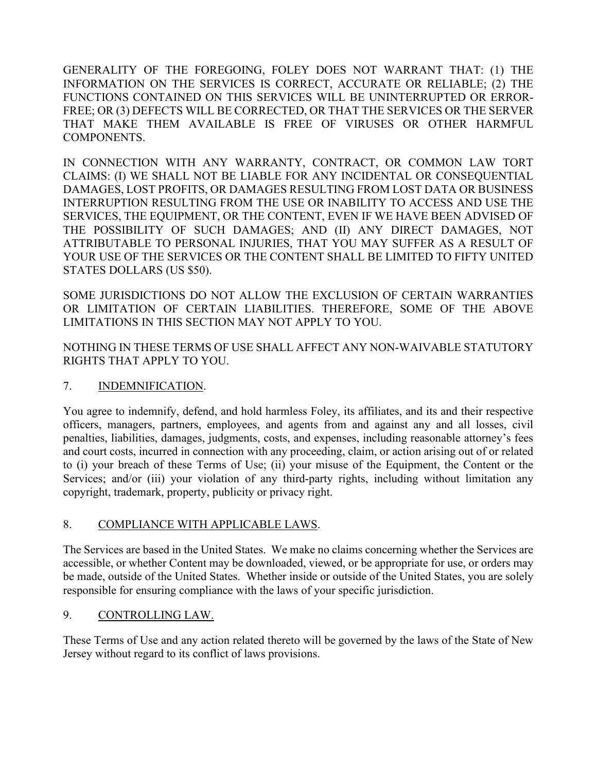GENERALITY OF THE FOREGOING, FOLEY DOES NOT WARRANT THAT: (1) THE INFORMATION ON THE SERVICES IS CORRECT, ACCURATE OR RELIABLE; (2) THE FUNCTIONS CONTAINED ON THIS SERVICES WILL BE UNINTERRUPTED OR ERROR-FREE; OR (3) DEFECTS WILL BE CORRECTED, OR THAT THE SERVICES OR THE SERVER THAT MAKE THEM AVAILABLE IS FREE OF VIRUSES OR OTHER HARMFUL COMPONENTS.

IN CONNECTION WITH ANY WARRANTY, CONTRACT, OR COMMON LAW TORT CLAIMS: (I) WE SHALL NOT BE LIABLE FOR ANY INCIDENTAL OR CONSEQUENTIAL DAMAGES, LOST PROFITS, OR DAMAGES RESULTING FROM LOST DATA OR BUSINESS INTERRUPTION RESULTING FROM THE USE OR INABILITY TO ACCESS AND USE THE SERVICES, THE EQUIPMENT, OR THE CONTENT, EVEN IF WE HAVE BEEN ADVISED OF THE POSSIBILITY OF SUCH DAMAGES; AND (II) ANY DIRECT DAMAGES, NOT ATTRIBUTABLE TO PERSONAL INJURIES, THAT YOU MAY SUFFER AS A RESULT OF YOUR USE OF THE SERVICES OR THE CONTENT SHALL BE LIMITED TO FIFTY UNITED STATES DOLLARS (US $50).

SOME JURISDICTIONS DO NOT ALLOW THE EXCLUSION OF CERTAIN WARRANTIES OR LIMITATION OF CERTAIN LIABILITIES. THEREFORE, SOME OF THE ABOVE LIMITATIONS IN THIS SECTION MAY NOT APPLY TO YOU.

NOTHING IN THESE TERMS OF USE SHALL AFFECT ANY NON-WAIVABLE STATUTORY RIGHTS THAT APPLY TO YOU.

## 7. INDEMNIFICATION.

You agree to indemnify, defend, and hold harmless Foley, its affiliates, and its and their respective officers, managers, partners, employees, and agents from and against any and all losses, civil penalties, liabilities, damages, judgments, costs, and expenses, including reasonable attorney's fees and court costs, incurred in connection with any proceeding, claim, or action arising out of or related to (i) your breach of these Terms of Use; (ii) your misuse of the Equipment, the Content or the Services; and/or (iii) your violation of any third-party rights, including without limitation any copyright, trademark, property, publicity or privacy right.

## 8. COMPLIANCE WITH APPLICABLE LAWS.

The Services are based in the United States. We make no claims concerning whether the Services are accessible, or whether Content may be downloaded, viewed, or be appropriate for use, or orders may be made, outside of the United States. Whether inside or outside of the United States, you are solely responsible for ensuring compliance with the laws of your specific jurisdiction.

## 9. CONTROLLING LAW.

These Terms of Use and any action related thereto will be governed by the laws of the State of New Jersey without regard to its conflict of laws provisions.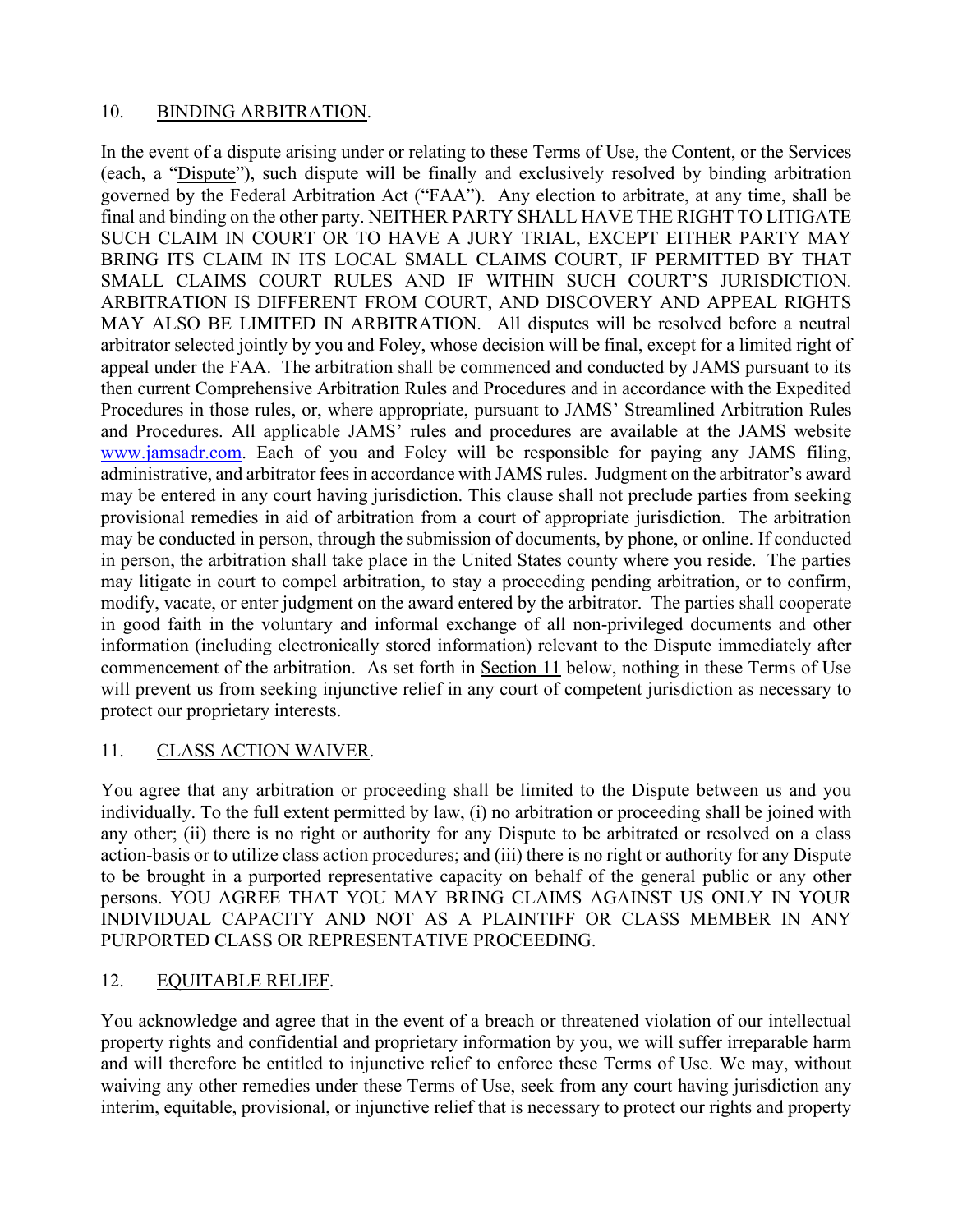## 10. BINDING ARBITRATION.

In the event of a dispute arising under or relating to these Terms of Use, the Content, or the Services (each, a "Dispute"), such dispute will be finally and exclusively resolved by binding arbitration governed by the Federal Arbitration Act ("FAA"). Any election to arbitrate, at any time, shall be final and binding on the other party. NEITHER PARTY SHALL HAVE THE RIGHT TO LITIGATE SUCH CLAIM IN COURT OR TO HAVE A JURY TRIAL, EXCEPT EITHER PARTY MAY BRING ITS CLAIM IN ITS LOCAL SMALL CLAIMS COURT, IF PERMITTED BY THAT SMALL CLAIMS COURT RULES AND IF WITHIN SUCH COURT'S JURISDICTION. ARBITRATION IS DIFFERENT FROM COURT, AND DISCOVERY AND APPEAL RIGHTS MAY ALSO BE LIMITED IN ARBITRATION. All disputes will be resolved before a neutral arbitrator selected jointly by you and Foley, whose decision will be final, except for a limited right of appeal under the FAA. The arbitration shall be commenced and conducted by JAMS pursuant to its then current Comprehensive Arbitration Rules and Procedures and in accordance with the Expedited Procedures in those rules, or, where appropriate, pursuant to JAMS' Streamlined Arbitration Rules and Procedures. All applicable JAMS' rules and procedures are available at the JAMS website www.jamsadr.com. Each of you and Foley will be responsible for paying any JAMS filing, administrative, and arbitrator fees in accordance with JAMS rules. Judgment on the arbitrator's award may be entered in any court having jurisdiction. This clause shall not preclude parties from seeking provisional remedies in aid of arbitration from a court of appropriate jurisdiction. The arbitration may be conducted in person, through the submission of documents, by phone, or online. If conducted in person, the arbitration shall take place in the United States county where you reside. The parties may litigate in court to compel arbitration, to stay a proceeding pending arbitration, or to confirm, modify, vacate, or enter judgment on the award entered by the arbitrator. The parties shall cooperate in good faith in the voluntary and informal exchange of all non-privileged documents and other information (including electronically stored information) relevant to the Dispute immediately after commencement of the arbitration. As set forth in Section 11 below, nothing in these Terms of Use will prevent us from seeking injunctive relief in any court of competent jurisdiction as necessary to protect our proprietary interests.

## 11. CLASS ACTION WAIVER.

You agree that any arbitration or proceeding shall be limited to the Dispute between us and you individually. To the full extent permitted by law, (i) no arbitration or proceeding shall be joined with any other; (ii) there is no right or authority for any Dispute to be arbitrated or resolved on a class action-basis or to utilize class action procedures; and (iii) there is no right or authority for any Dispute to be brought in a purported representative capacity on behalf of the general public or any other persons. YOU AGREE THAT YOU MAY BRING CLAIMS AGAINST US ONLY IN YOUR INDIVIDUAL CAPACITY AND NOT AS A PLAINTIFF OR CLASS MEMBER IN ANY PURPORTED CLASS OR REPRESENTATIVE PROCEEDING.

## 12. EQUITABLE RELIEF.

You acknowledge and agree that in the event of a breach or threatened violation of our intellectual property rights and confidential and proprietary information by you, we will suffer irreparable harm and will therefore be entitled to injunctive relief to enforce these Terms of Use. We may, without waiving any other remedies under these Terms of Use, seek from any court having jurisdiction any interim, equitable, provisional, or injunctive relief that is necessary to protect our rights and property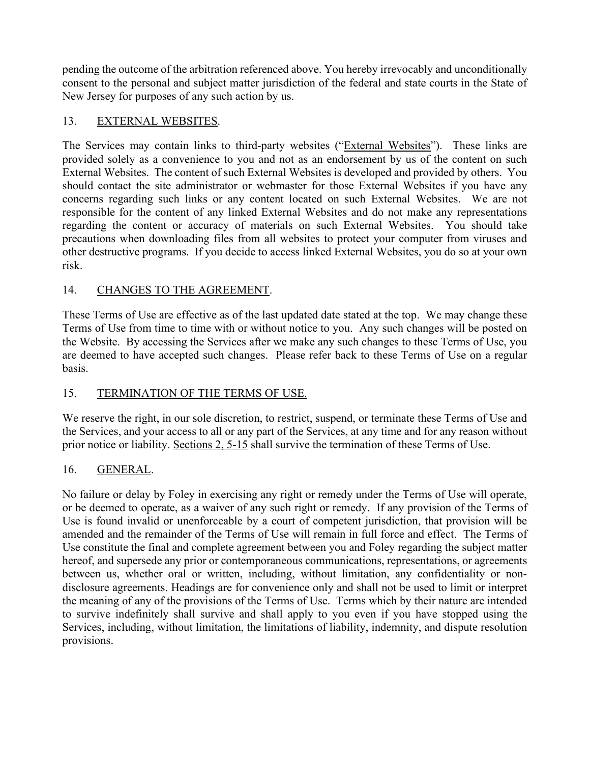pending the outcome of the arbitration referenced above. You hereby irrevocably and unconditionally consent to the personal and subject matter jurisdiction of the federal and state courts in the State of New Jersey for purposes of any such action by us.

## 13. EXTERNAL WEBSITES.

The Services may contain links to third-party websites ("External Websites"). These links are provided solely as a convenience to you and not as an endorsement by us of the content on such External Websites. The content of such External Websites is developed and provided by others. You should contact the site administrator or webmaster for those External Websites if you have any concerns regarding such links or any content located on such External Websites. We are not responsible for the content of any linked External Websites and do not make any representations regarding the content or accuracy of materials on such External Websites. You should take precautions when downloading files from all websites to protect your computer from viruses and other destructive programs. If you decide to access linked External Websites, you do so at your own risk.

## 14. CHANGES TO THE AGREEMENT.

These Terms of Use are effective as of the last updated date stated at the top. We may change these Terms of Use from time to time with or without notice to you. Any such changes will be posted on the Website. By accessing the Services after we make any such changes to these Terms of Use, you are deemed to have accepted such changes. Please refer back to these Terms of Use on a regular basis.

## 15. TERMINATION OF THE TERMS OF USE.

We reserve the right, in our sole discretion, to restrict, suspend, or terminate these Terms of Use and the Services, and your access to all or any part of the Services, at any time and for any reason without prior notice or liability. Sections 2, 5-15 shall survive the termination of these Terms of Use.

## 16. GENERAL.

No failure or delay by Foley in exercising any right or remedy under the Terms of Use will operate, or be deemed to operate, as a waiver of any such right or remedy. If any provision of the Terms of Use is found invalid or unenforceable by a court of competent jurisdiction, that provision will be amended and the remainder of the Terms of Use will remain in full force and effect. The Terms of Use constitute the final and complete agreement between you and Foley regarding the subject matter hereof, and supersede any prior or contemporaneous communications, representations, or agreements between us, whether oral or written, including, without limitation, any confidentiality or non-disclosure agreements. Headings are for convenience only and shall not be used to limit or interpret the meaning of any of the provisions of the Terms of Use. Terms which by their nature are intended to survive indefinitely shall survive and shall apply to you even if you have stopped using the Services, including, without limitation, the limitations of liability, indemnity, and dispute resolution provisions.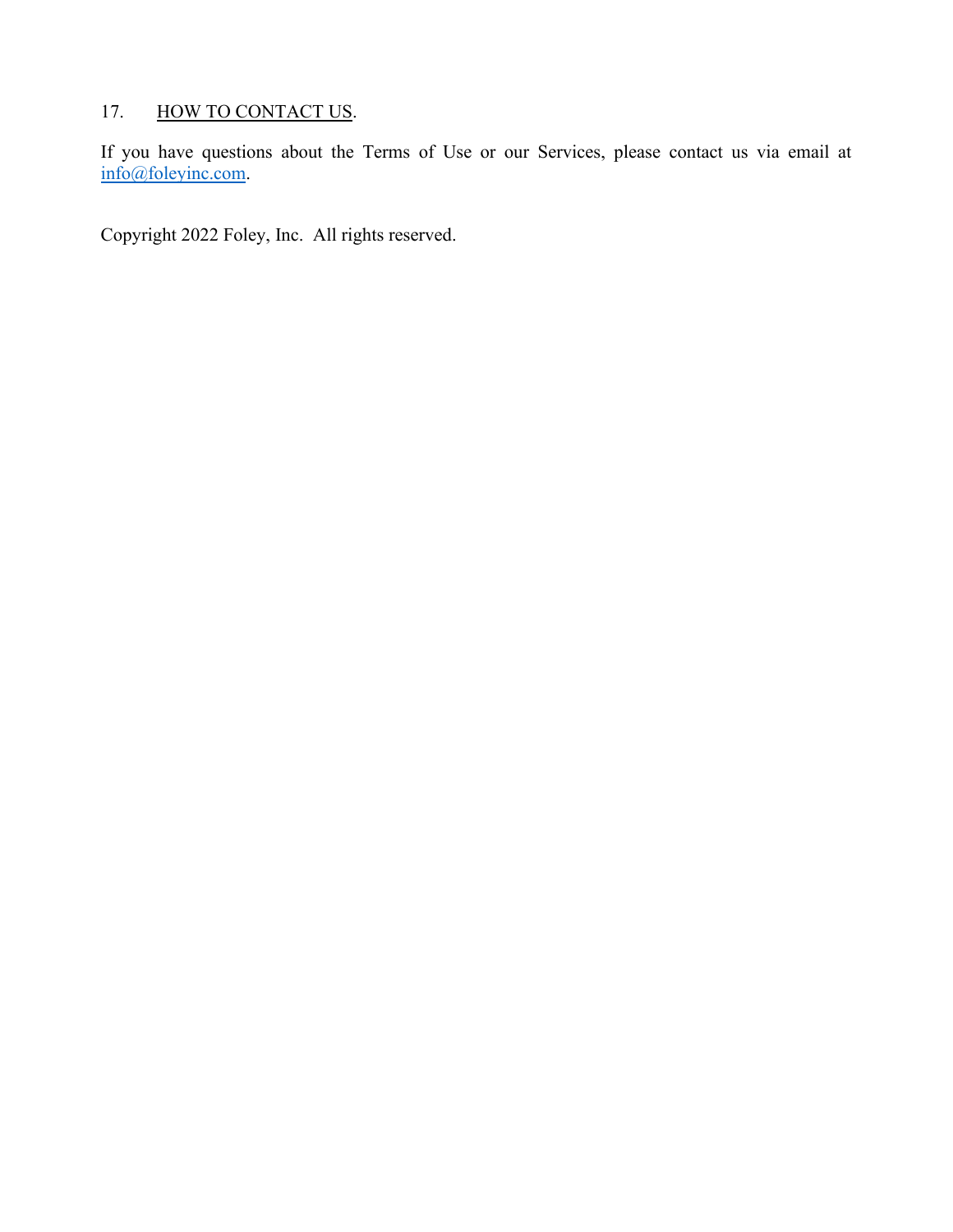17. HOW TO CONTACT US.

If you have questions about the Terms of Use or our Services, please contact us via email at info@foleyinc.com.

Copyright 2022 Foley, Inc. All rights reserved.